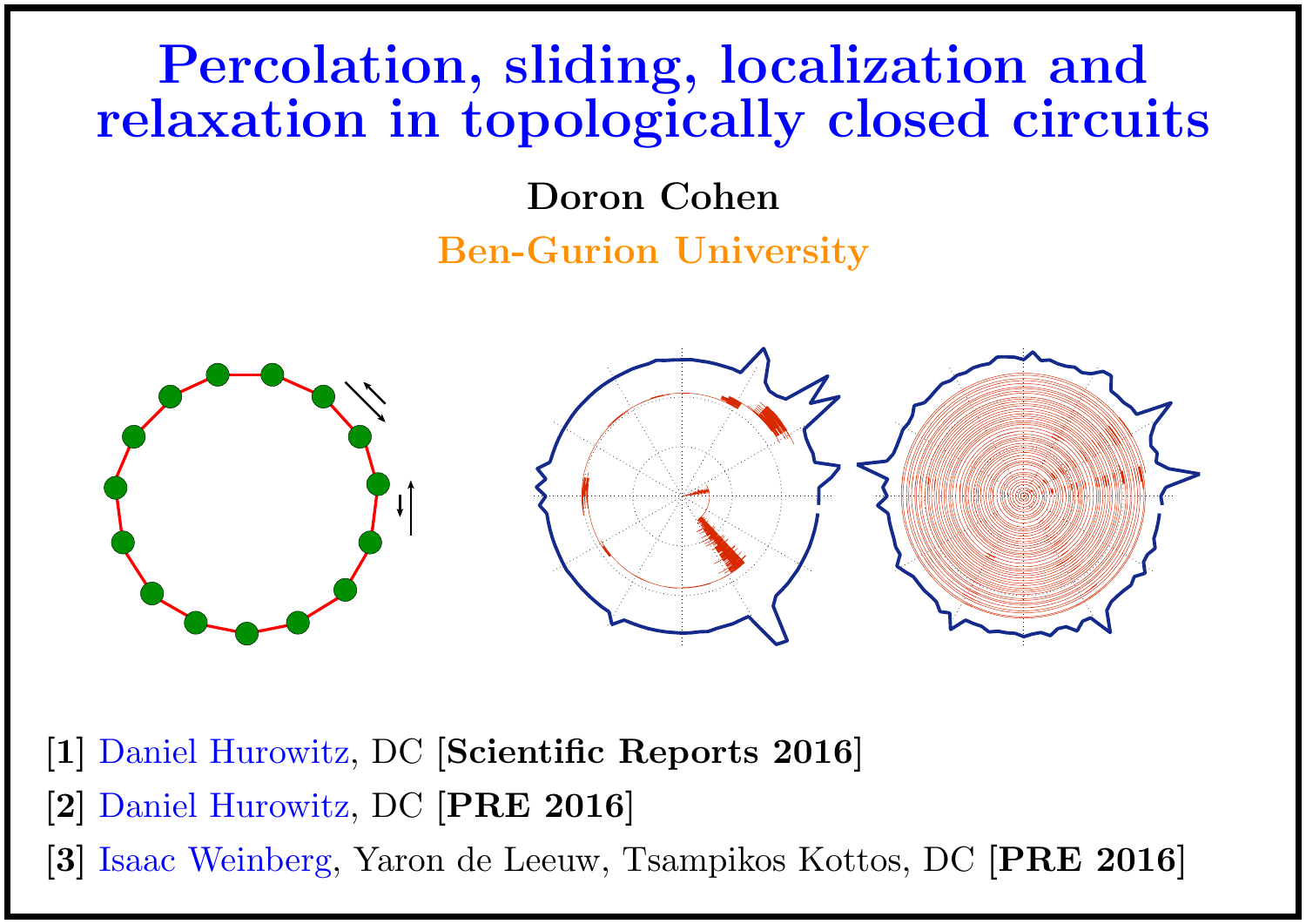# Percolation, sliding, localization and relaxation in topologically closed circuits

**Doron Cohen**

Ben-Gurion University

[**1**] Daniel Hurowitz, DC [**Scientific Reports 2016**]

[**2**] Daniel Hurowitz, DC [**PRE 2016**]

[**3**] Isaac Weinberg, Yaron de Leeuw, Tsampikos Kottos, DC [**PRE 2016**]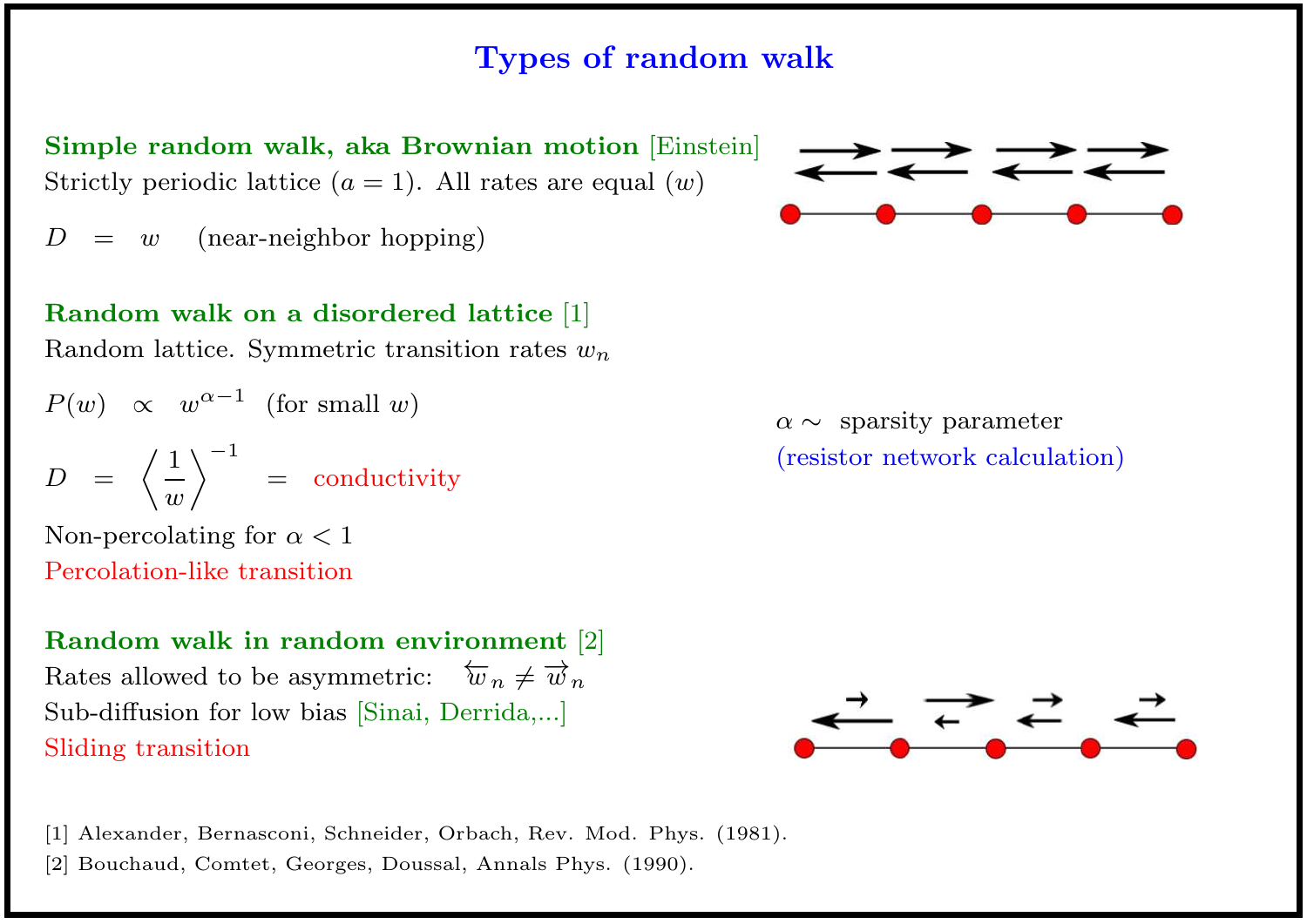# Types of random walk

**Simple random walk, aka Brownian motion** [Einstein]

Strictly periodic lattice ($a = 1$). All rates are equal ($w$)

$$D \;=\; w \quad \text{(near-neighbor hopping)}$$

**Random walk on a disordered lattice** [1]

Random lattice. Symmetric transition rates $w_n$

$$P(w) \;\propto\; w^{\alpha-1} \quad \text{(for small } w\text{)}$$

$$D \;=\; \left\langle \frac{1}{w} \right\rangle^{-1} \;=\; \text{conductivity}$$

Non-percolating for $\alpha < 1$

Percolation-like transition

$\alpha \sim$ sparsity parameter

(resistor network calculation)

**Random walk in random environment** [2]

Rates allowed to be asymmetric: $\overleftarrow{w}_n \neq \overrightarrow{w}_n$

Sub-diffusion for low bias [Sinai, Derrida,...]

Sliding transition

[1] Alexander, Bernasconi, Schneider, Orbach, Rev. Mod. Phys. (1981).

[2] Bouchaud, Comtet, Georges, Doussal, Annals Phys. (1990).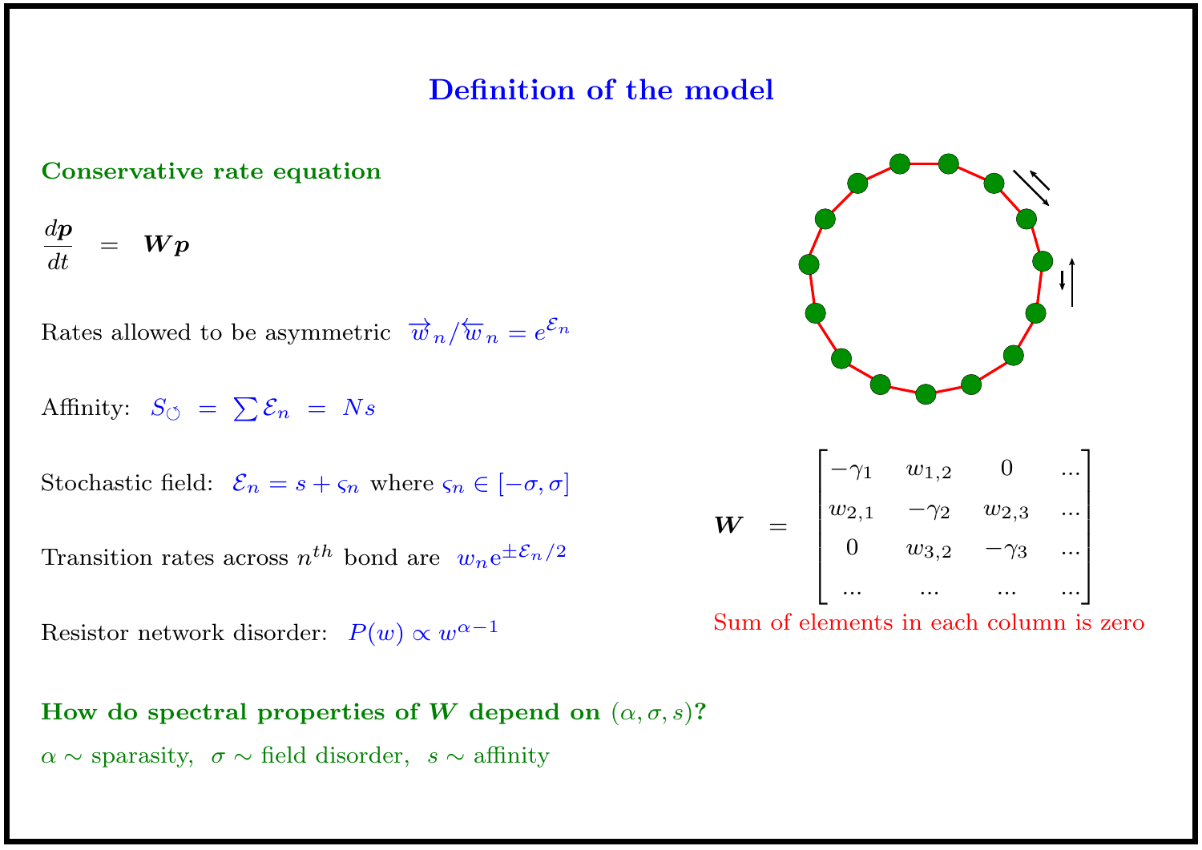# Definition of the model

## Conservative rate equation

$$\frac{d\boldsymbol{p}}{dt} \;=\; \boldsymbol{W}\boldsymbol{p}$$

Rates allowed to be asymmetric $\overrightarrow{w}_n / \overleftarrow{w}_n = e^{\mathcal{E}_n}$

Affinity: $S_{\circlearrowleft} \;=\; \sum \mathcal{E}_n \;=\; Ns$

Stochastic field: $\mathcal{E}_n = s + \varsigma_n$ where $\varsigma_n \in [-\sigma, \sigma]$

Transition rates across $n^{th}$ bond are $w_n \mathrm{e}^{\pm \mathcal{E}_n/2}$

Resistor network disorder: $P(w) \propto w^{\alpha - 1}$

$$\boldsymbol{W} \;=\; \begin{bmatrix} -\gamma_1 & w_{1,2} & 0 & ... \\ w_{2,1} & -\gamma_2 & w_{2,3} & ... \\ 0 & w_{3,2} & -\gamma_3 & ... \\ ... & ... & ... & ... \end{bmatrix}$$

Sum of elements in each column is zero

**How do spectral properties of $\boldsymbol{W}$ depend on $(\alpha, \sigma, s)$?**

$\alpha \sim$ sparasity, $\sigma \sim$ field disorder, $s \sim$ affinity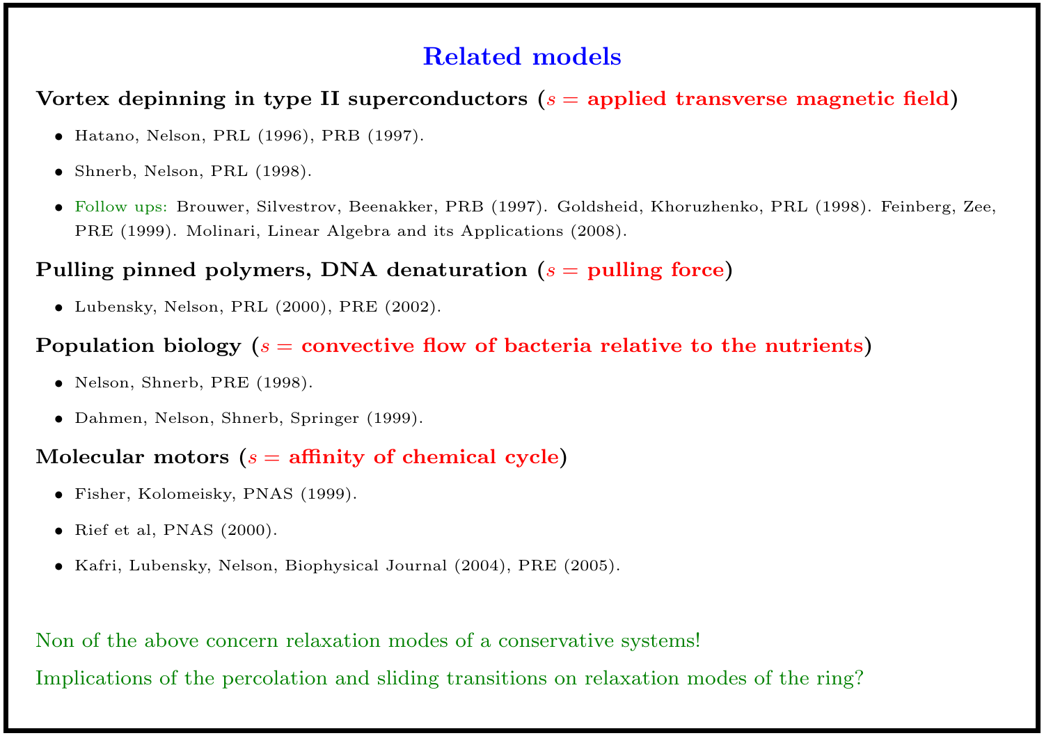# Related models

### Vortex depinning in type II superconductors ($s$ = applied transverse magnetic field)

- Hatano, Nelson, PRL (1996), PRB (1997).
- Shnerb, Nelson, PRL (1998).
- Follow ups: Brouwer, Silvestrov, Beenakker, PRB (1997). Goldsheid, Khoruzhenko, PRL (1998). Feinberg, Zee, PRE (1999). Molinari, Linear Algebra and its Applications (2008).

### Pulling pinned polymers, DNA denaturation ($s$ = pulling force)

- Lubensky, Nelson, PRL (2000), PRE (2002).

### Population biology ($s$ = convective flow of bacteria relative to the nutrients)

- Nelson, Shnerb, PRE (1998).
- Dahmen, Nelson, Shnerb, Springer (1999).

### Molecular motors ($s$ = affinity of chemical cycle)

- Fisher, Kolomeisky, PNAS (1999).
- Rief et al, PNAS (2000).
- Kafri, Lubensky, Nelson, Biophysical Journal (2004), PRE (2005).

Non of the above concern relaxation modes of a conservative systems!

Implications of the percolation and sliding transitions on relaxation modes of the ring?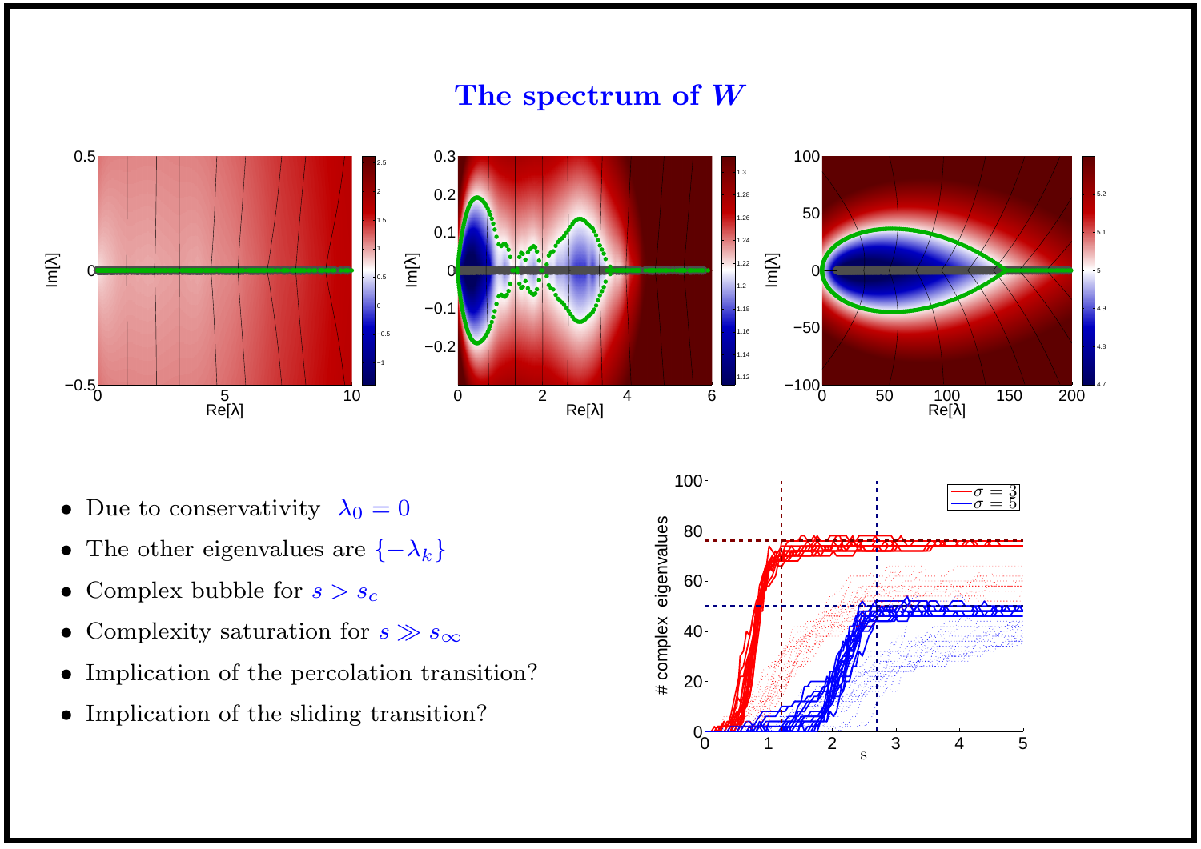# The spectrum of $W$

- Due to conservativity $\lambda_0 = 0$
- The other eigenvalues are $\{-\lambda_k\}$
- Complex bubble for $s > s_c$
- Complexity saturation for $s \gg s_\infty$
- Implication of the percolation transition?
- Implication of the sliding transition?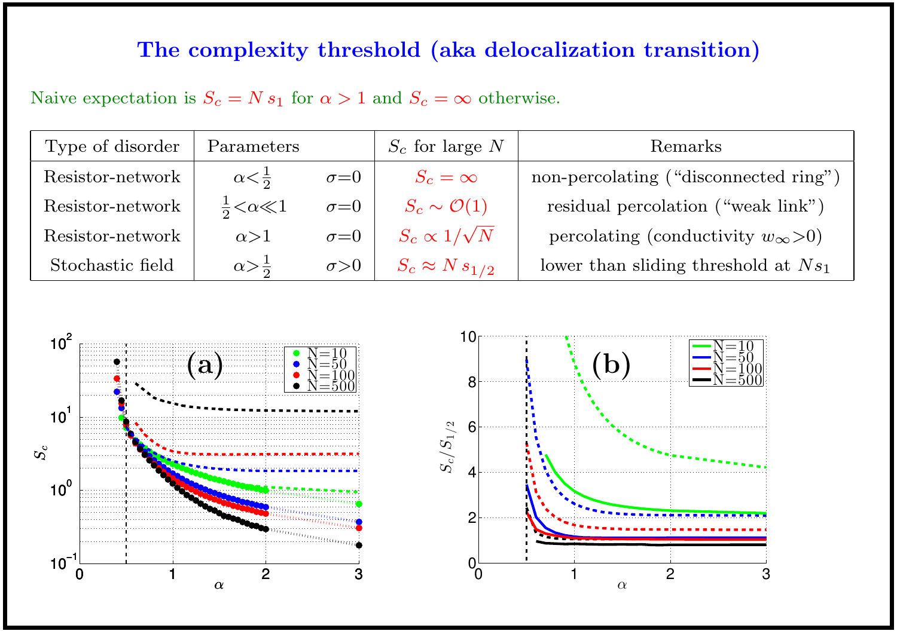# The complexity threshold (aka delocalization transition)

Naive expectation is $S_c = N\, s_1$ for $\alpha > 1$ and $S_c = \infty$ otherwise.

| Type of disorder | Parameters | | $S_c$ for large $N$ | Remarks |
|---|---|---|---|---|
| Resistor-network | $\alpha < \frac{1}{2}$ | $\sigma = 0$ | $S_c = \infty$ | non-percolating ("disconnected ring") |
| Resistor-network | $\frac{1}{2} < \alpha \ll 1$ | $\sigma = 0$ | $S_c \sim \mathcal{O}(1)$ | residual percolation ("weak link") |
| Resistor-network | $\alpha > 1$ | $\sigma = 0$ | $S_c \propto 1/\sqrt{N}$ | percolating (conductivity $w_\infty > 0$) |
| Stochastic field | $\alpha > \frac{1}{2}$ | $\sigma > 0$ | $S_c \approx N\, s_{1/2}$ | lower than sliding threshold at $N s_1$ |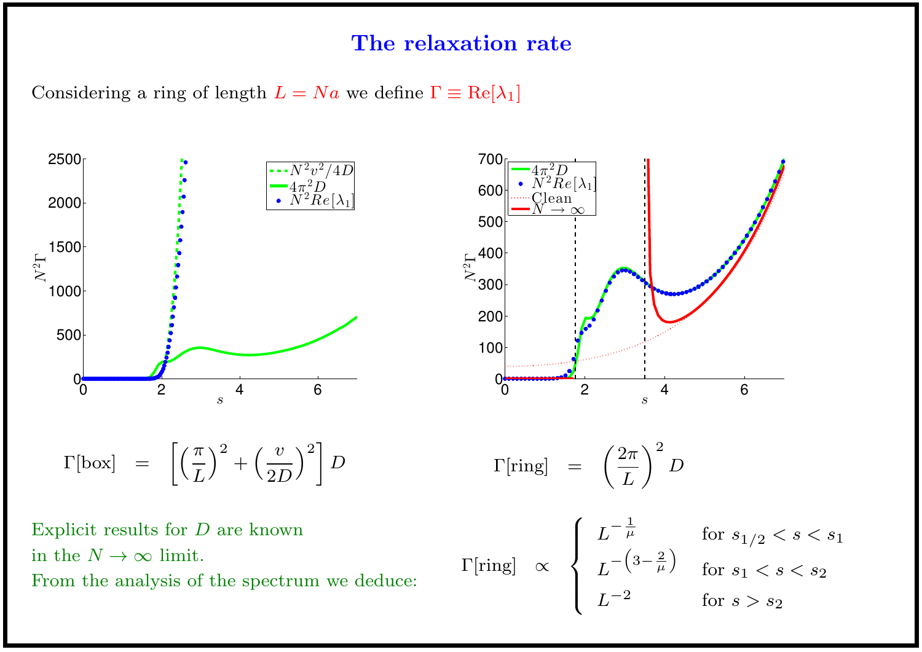# The relaxation rate

Considering a ring of length $L = Na$ we define $\Gamma \equiv \mathrm{Re}[\lambda_1]$

$$\Gamma[\text{box}] \;=\; \left[\left(\frac{\pi}{L}\right)^2 + \left(\frac{v}{2D}\right)^2\right] D$$

$$\Gamma[\text{ring}] \;=\; \left(\frac{2\pi}{L}\right)^2 D$$

Explicit results for $D$ are known in the $N \to \infty$ limit. From the analysis of the spectrum we deduce:

$$\Gamma[\text{ring}] \;\propto\; \begin{cases} L^{-\frac{1}{\mu}} & \text{for } s_{1/2} < s < s_1 \\ L^{-\left(3-\frac{2}{\mu}\right)} & \text{for } s_1 < s < s_2 \\ L^{-2} & \text{for } s > s_2 \end{cases}$$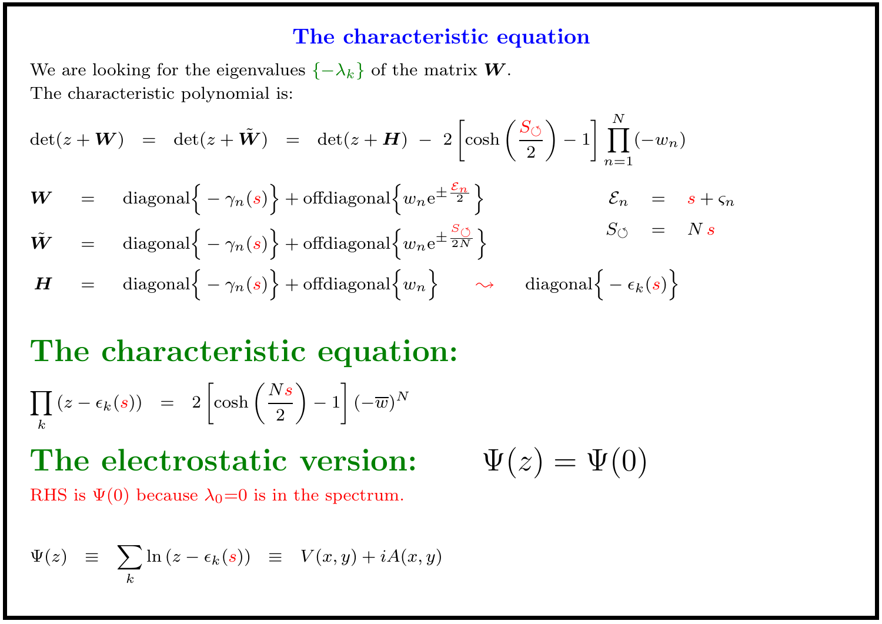## The characteristic equation

We are looking for the eigenvalues $\{-\lambda_k\}$ of the matrix $\boldsymbol{W}$.
The characteristic polynomial is:

$$\det(z+\boldsymbol{W}) \;=\; \det(z+\tilde{\boldsymbol{W}}) \;=\; \det(z+\boldsymbol{H}) \;-\; 2\left[\cosh\left(\frac{S_{\circlearrowleft}}{2}\right)-1\right]\prod_{n=1}^{N}(-w_n)$$

$$\boldsymbol{W} \;=\; \text{diagonal}\Big\{-\gamma_n(s)\Big\} + \text{offdiagonal}\Big\{w_n \mathrm{e}^{\pm\frac{\mathcal{E}_n}{2}}\Big\} \qquad\qquad \mathcal{E}_n \;=\; s+\varsigma_n$$

$$\tilde{\boldsymbol{W}} \;=\; \text{diagonal}\Big\{-\gamma_n(s)\Big\} + \text{offdiagonal}\Big\{w_n \mathrm{e}^{\pm\frac{S_{\circlearrowleft}}{2N}}\Big\} \qquad\qquad S_{\circlearrowleft} \;=\; N\,s$$

$$\boldsymbol{H} \;=\; \text{diagonal}\Big\{-\gamma_n(s)\Big\} + \text{offdiagonal}\Big\{w_n\Big\} \quad \rightsquigarrow \quad \text{diagonal}\Big\{-\epsilon_k(s)\Big\}$$

# The characteristic equation:

$$\prod_k \left(z-\epsilon_k(s)\right) \;=\; 2\left[\cosh\left(\frac{Ns}{2}\right)-1\right](-\overline{w})^N$$

# The electrostatic version: $\Psi(z) = \Psi(0)$

RHS is $\Psi(0)$ because $\lambda_0$=0 is in the spectrum.

$$\Psi(z) \;\equiv\; \sum_k \ln\left(z-\epsilon_k(s)\right) \;\equiv\; V(x,y)+iA(x,y)$$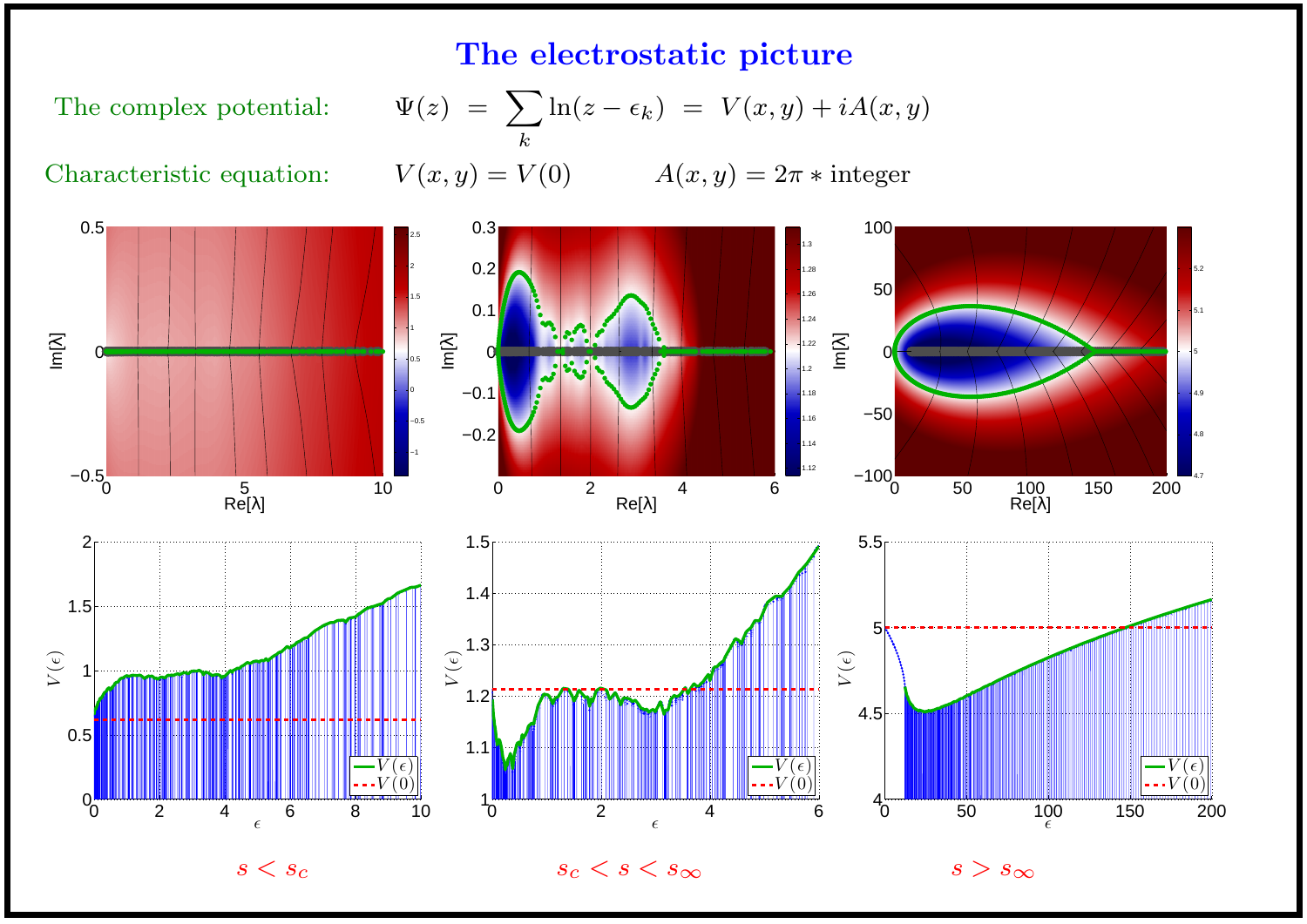# The electrostatic picture

The complex potential: $$\Psi(z) \;=\; \sum_k \ln(z - \epsilon_k) \;=\; V(x,y) + iA(x,y)$$

Characteristic equation: $$V(x,y) = V(0) \qquad A(x,y) = 2\pi * \text{integer}$$

$s < s_c$ $\qquad$ $s_c < s < s_\infty$ $\qquad$ $s > s_\infty$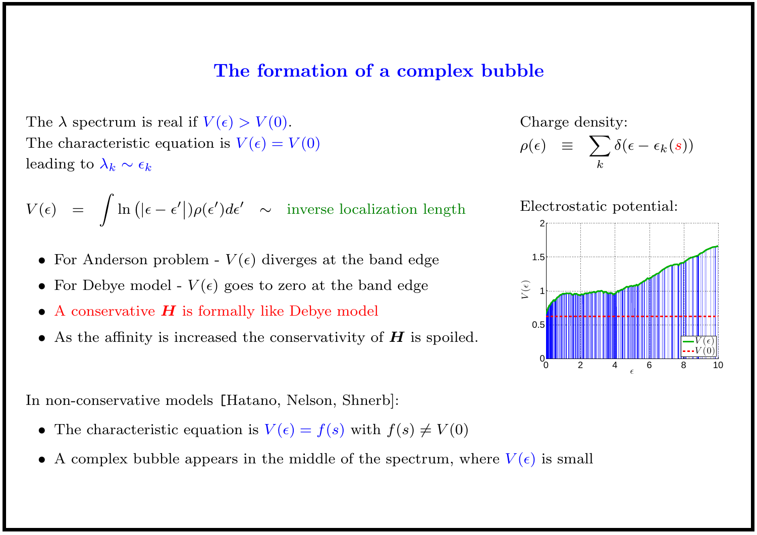# The formation of a complex bubble

The $\lambda$ spectrum is real if $V(\epsilon) > V(0)$.
The characteristic equation is $V(\epsilon) = V(0)$
leading to $\lambda_k \sim \epsilon_k$

$$V(\epsilon) \;=\; \int \ln\left(|\epsilon - \epsilon'|\right)\rho(\epsilon')d\epsilon' \;\sim\; \text{inverse localization length}$$

- For Anderson problem - $V(\epsilon)$ diverges at the band edge
- For Debye model - $V(\epsilon)$ goes to zero at the band edge
- A conservative $\boldsymbol{H}$ is formally like Debye model
- As the affinity is increased the conservativity of $\boldsymbol{H}$ is spoiled.

Charge density:

$$\rho(\epsilon) \;\equiv\; \sum_k \delta(\epsilon - \epsilon_k(s))$$

Electrostatic potential:

In non-conservative models [Hatano, Nelson, Shnerb]:

- The characteristic equation is $V(\epsilon) = f(s)$ with $f(s) \neq V(0)$
- A complex bubble appears in the middle of the spectrum, where $V(\epsilon)$ is small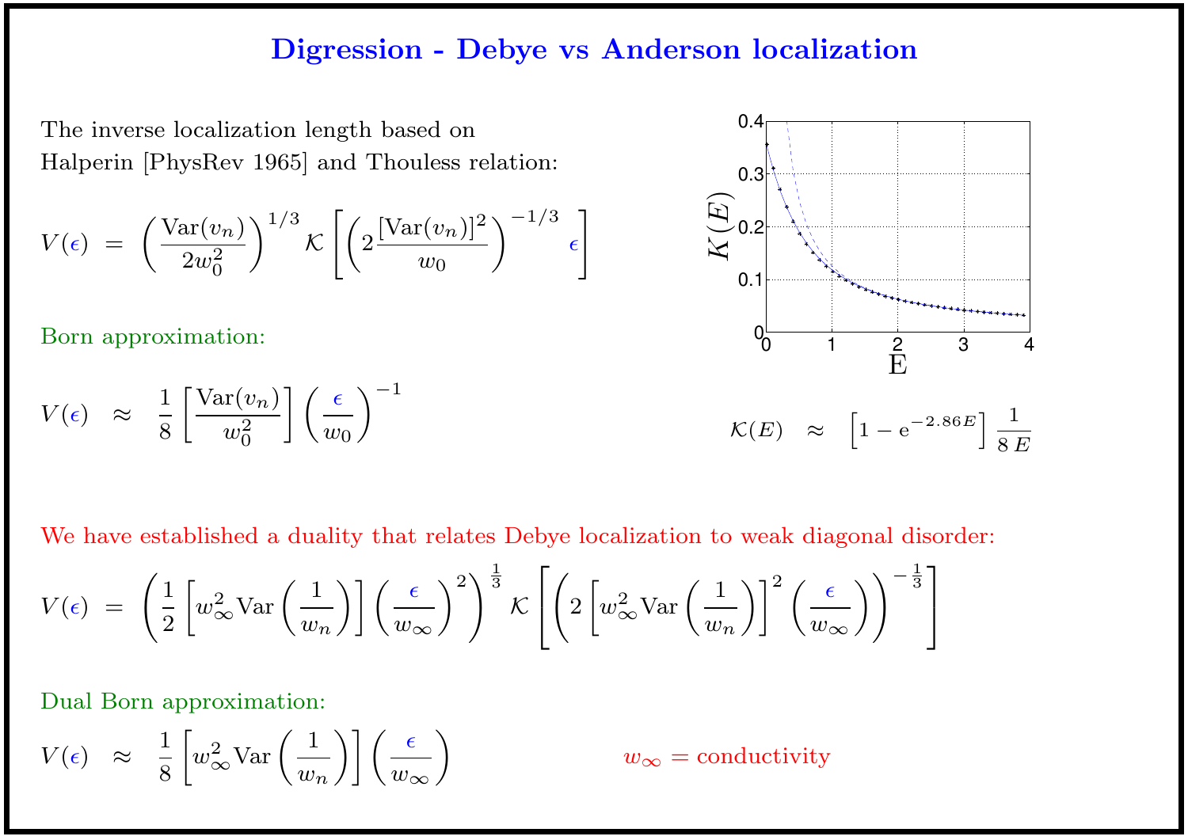# Digression - Debye vs Anderson localization

The inverse localization length based on Halperin [PhysRev 1965] and Thouless relation:

$$V(\epsilon) \;=\; \left(\frac{\mathrm{Var}(v_n)}{2w_0^2}\right)^{1/3} \mathcal{K}\left[\left(2\frac{[\mathrm{Var}(v_n)]^2}{w_0}\right)^{-1/3} \epsilon\right]$$

Born approximation:

$$V(\epsilon) \;\approx\; \frac{1}{8}\left[\frac{\mathrm{Var}(v_n)}{w_0^2}\right]\left(\frac{\epsilon}{w_0}\right)^{-1}$$

$$\mathcal{K}(E) \;\approx\; \left[1 - \mathrm{e}^{-2.86E}\right]\frac{1}{8\,E}$$

We have established a duality that relates Debye localization to weak diagonal disorder:

$$V(\epsilon) \;=\; \left(\frac{1}{2}\left[w_\infty^2 \mathrm{Var}\left(\frac{1}{w_n}\right)\right]\left(\frac{\epsilon}{w_\infty}\right)^2\right)^{\frac{1}{3}} \mathcal{K}\left[\left(2\left[w_\infty^2 \mathrm{Var}\left(\frac{1}{w_n}\right)\right]^2\left(\frac{\epsilon}{w_\infty}\right)\right)^{-\frac{1}{3}}\right]$$

Dual Born approximation:

$$V(\epsilon) \;\approx\; \frac{1}{8}\left[w_\infty^2 \mathrm{Var}\left(\frac{1}{w_n}\right)\right]\left(\frac{\epsilon}{w_\infty}\right)$$

$w_\infty =$ conductivity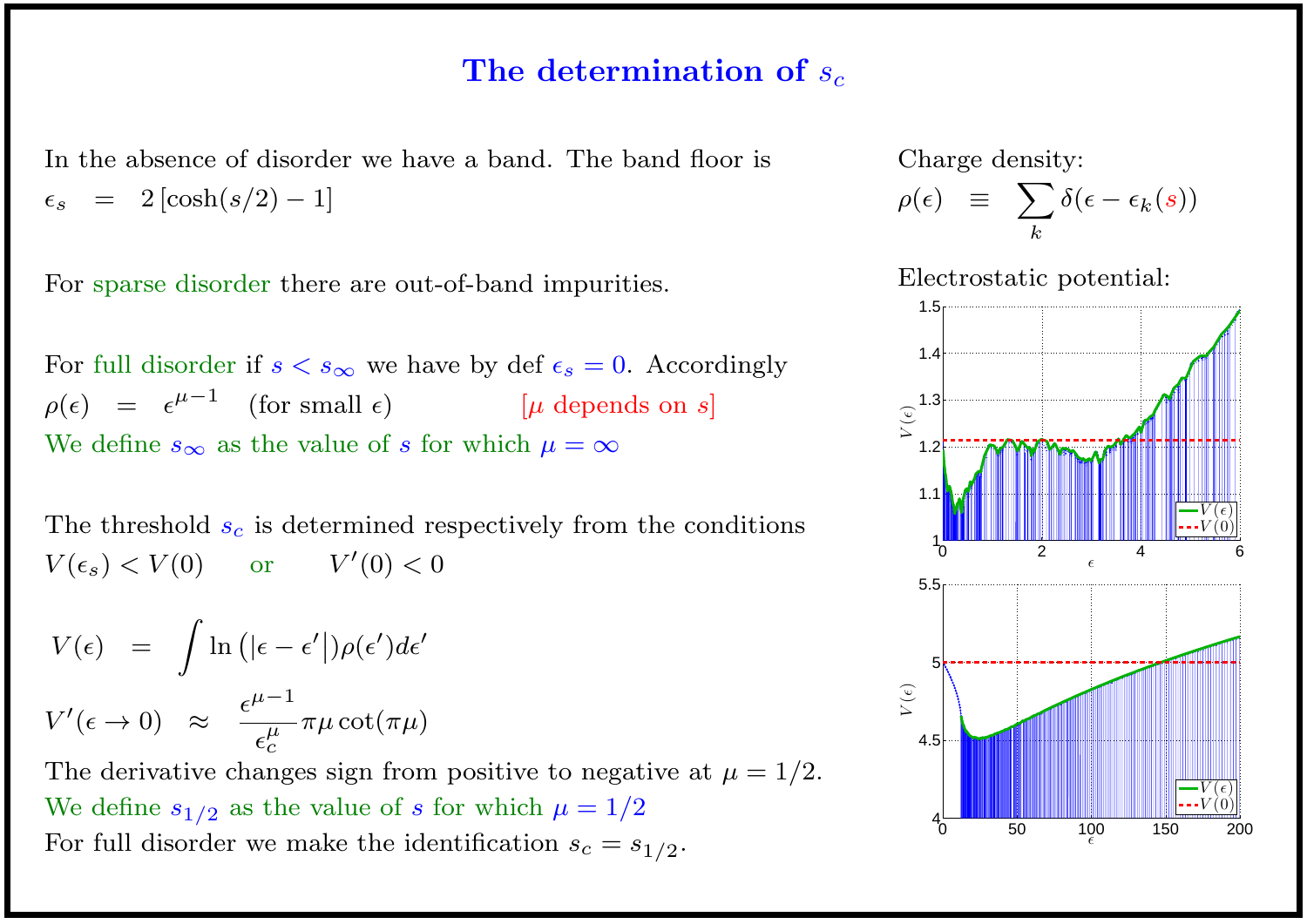# The determination of $s_c$

In the absence of disorder we have a band. The band floor is

$$\epsilon_s \quad = \quad 2\left[\cosh(s/2) - 1\right]$$

For sparse disorder there are out-of-band impurities.

For full disorder if $s < s_\infty$ we have by def $\epsilon_s = 0$. Accordingly

$\rho(\epsilon) \quad = \quad \epsilon^{\mu-1} \quad$ (for small $\epsilon$) $\qquad$ [$\mu$ depends on $s$]

We define $s_\infty$ as the value of $s$ for which $\mu = \infty$

The threshold $s_c$ is determined respectively from the conditions

$V(\epsilon_s) < V(0) \qquad$ or $\qquad V'(0) < 0$

$$V(\epsilon) \quad = \quad \int \ln\left(|\epsilon - \epsilon'|\right)\rho(\epsilon')d\epsilon'$$

$$V'(\epsilon \to 0) \quad \approx \quad \frac{\epsilon^{\mu-1}}{\epsilon_c^{\mu}}\pi\mu\cot(\pi\mu)$$

The derivative changes sign from positive to negative at $\mu = 1/2$.

We define $s_{1/2}$ as the value of $s$ for which $\mu = 1/2$

For full disorder we make the identification $s_c = s_{1/2}$.

Charge density:

$$\rho(\epsilon) \quad \equiv \quad \sum_k \delta(\epsilon - \epsilon_k(s))$$

Electrostatic potential: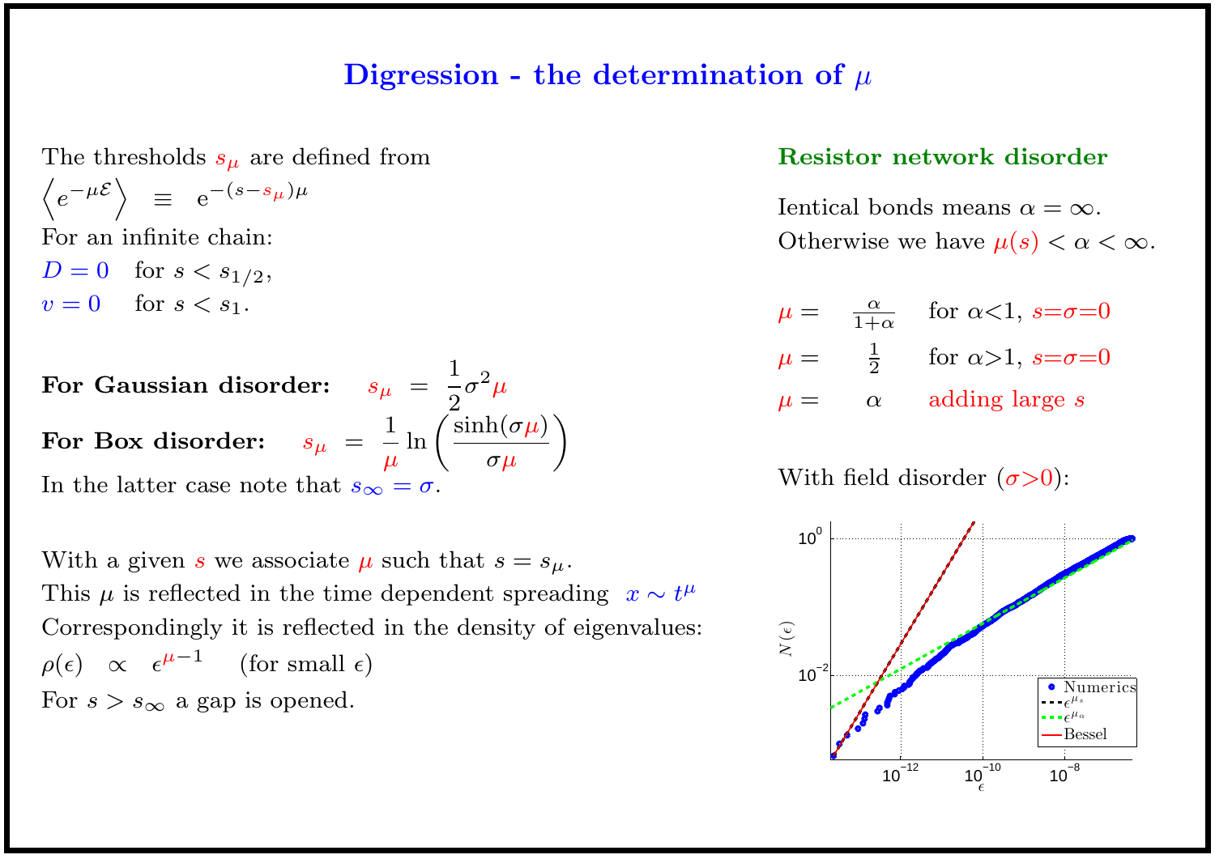# Digression - the determination of $\mu$

The thresholds $s_\mu$ are defined from

$$\left\langle e^{-\mu \mathcal{E}} \right\rangle \quad \equiv \quad \mathrm{e}^{-(s-s_\mu)\mu}$$

For an infinite chain:

$D = 0$ for $s < s_{1/2}$,

$v = 0$ for $s < s_1$.

**For Gaussian disorder:** $s_\mu \ = \ \frac{1}{2}\sigma^2\mu$

**For Box disorder:** $s_\mu \ = \ \frac{1}{\mu}\ln\left(\frac{\sinh(\sigma\mu)}{\sigma\mu}\right)$

In the latter case note that $s_\infty = \sigma$.

With a given $s$ we associate $\mu$ such that $s = s_\mu$.
This $\mu$ is reflected in the time dependent spreading $x \sim t^\mu$
Correspondingly it is reflected in the density of eigenvalues:
$\rho(\epsilon) \quad \propto \quad \epsilon^{\mu-1}$ (for small $\epsilon$)
For $s > s_\infty$ a gap is opened.

## Resistor network disorder

Ientical bonds means $\alpha = \infty$.
Otherwise we have $\mu(s) < \alpha < \infty$.

$\mu = \frac{\alpha}{1+\alpha}$ for $\alpha$<1, $s$=$\sigma$=0

$\mu = \frac{1}{2}$ for $\alpha$>1, $s$=$\sigma$=0

$\mu = \alpha$ adding large $s$

With field disorder ($\sigma$>0):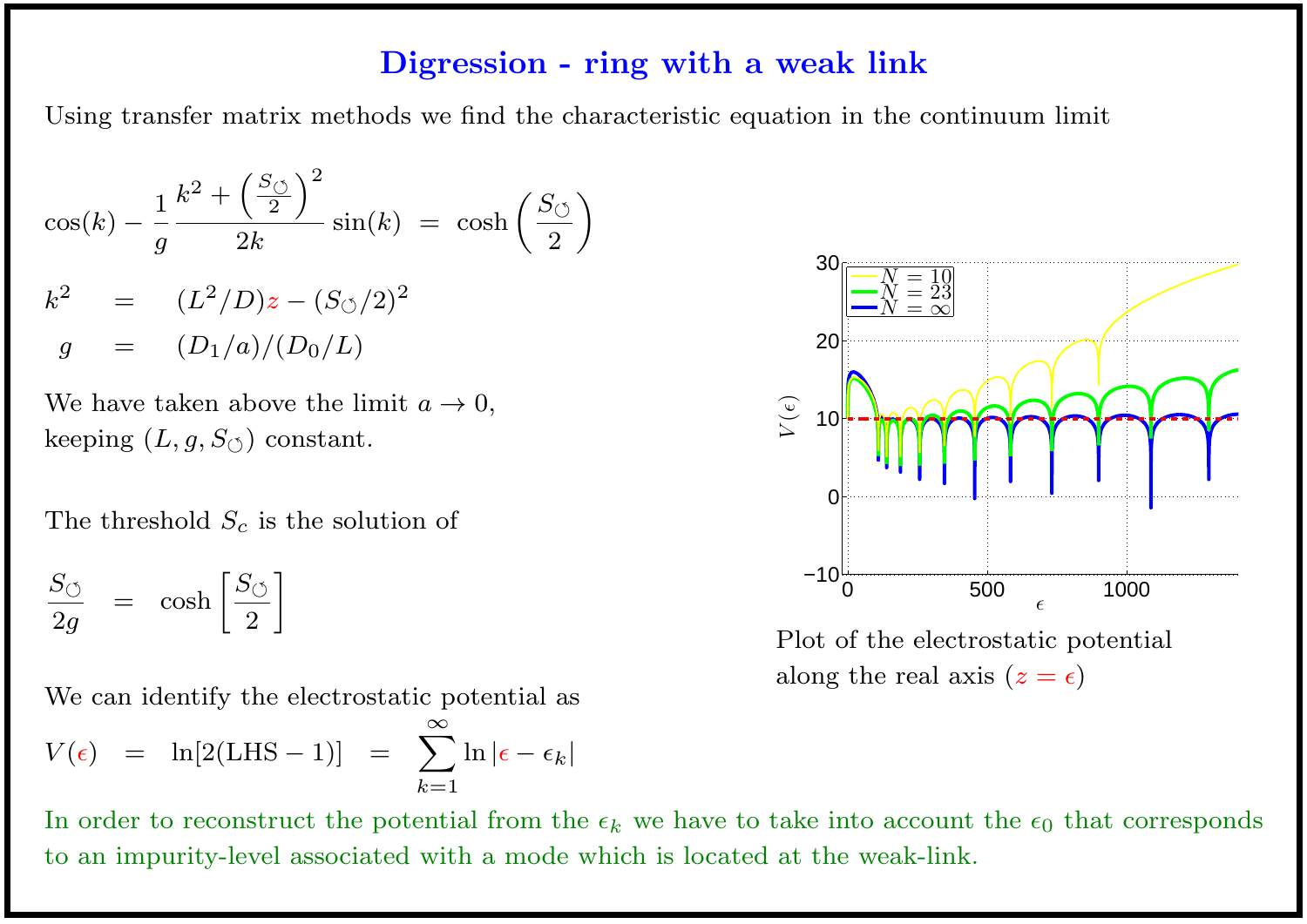## Digression - ring with a weak link

Using transfer matrix methods we find the characteristic equation in the continuum limit

$$\cos(k) - \frac{1}{g}\,\frac{k^2 + \left(\frac{S_{\circlearrowleft}}{2}\right)^2}{2k}\,\sin(k) \;=\; \cosh\left(\frac{S_{\circlearrowleft}}{2}\right)$$

$$k^2 \;=\; (L^2/D)z - (S_{\circlearrowleft}/2)^2$$

$$g \;=\; (D_1/a)/(D_0/L)$$

We have taken above the limit $a \to 0$, keeping $(L, g, S_{\circlearrowleft})$ constant.

The threshold $S_c$ is the solution of

$$\frac{S_{\circlearrowleft}}{2g} \;=\; \cosh\left[\frac{S_{\circlearrowleft}}{2}\right]$$

We can identify the electrostatic potential as

$$V(\epsilon) \;=\; \ln[2(\text{LHS} - 1)] \;=\; \sum_{k=1}^{\infty} \ln|\epsilon - \epsilon_k|$$

Plot of the electrostatic potential along the real axis ($z = \epsilon$)

In order to reconstruct the potential from the $\epsilon_k$ we have to take into account the $\epsilon_0$ that corresponds to an impurity-level associated with a mode which is located at the weak-link.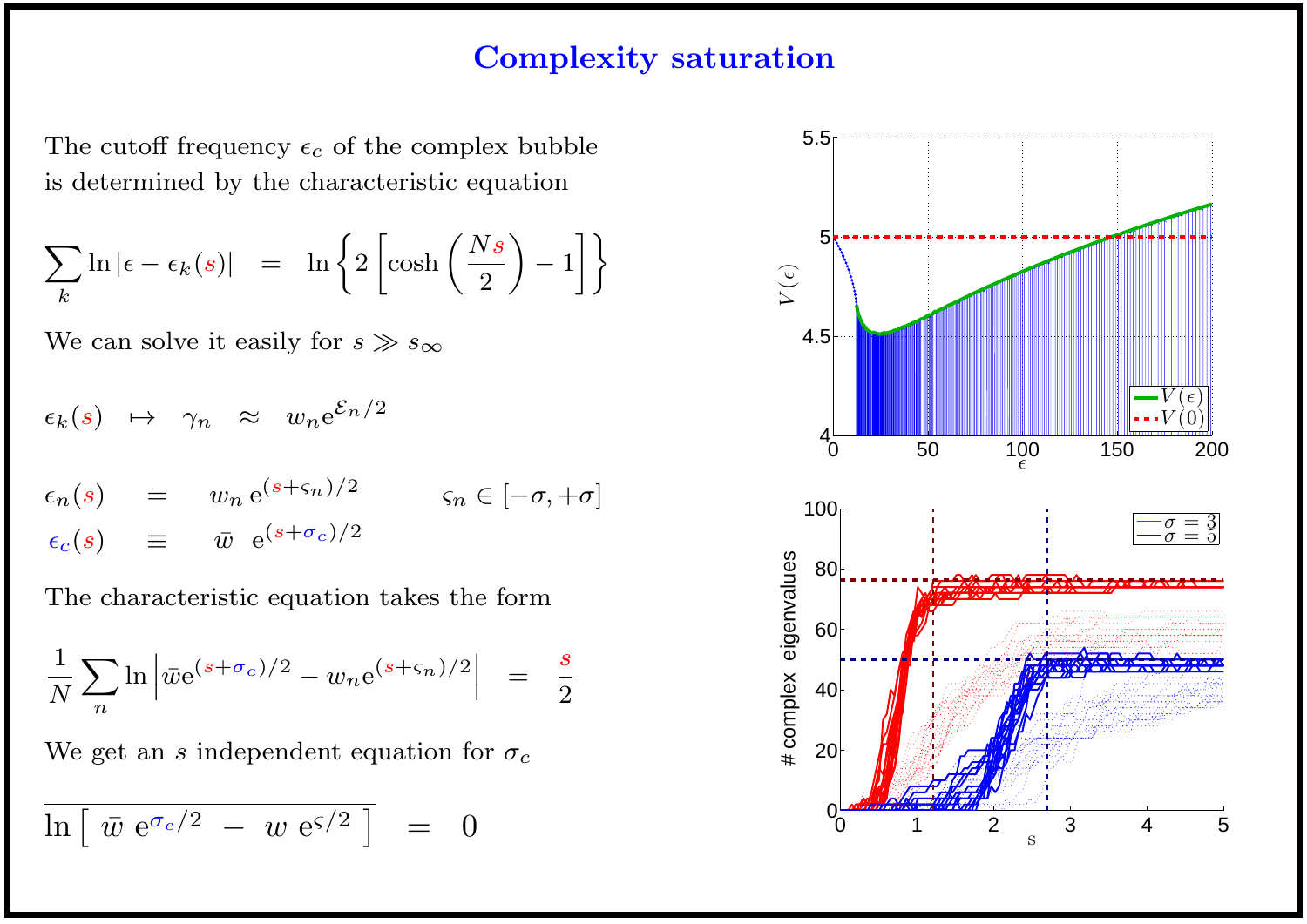# Complexity saturation

The cutoff frequency $\epsilon_c$ of the complex bubble is determined by the characteristic equation

$$\sum_k \ln|\epsilon - \epsilon_k(s)| \;=\; \ln\left\{2\left[\cosh\left(\frac{Ns}{2}\right) - 1\right]\right\}$$

We can solve it easily for $s \gg s_\infty$

$$\epsilon_k(s) \;\mapsto\; \gamma_n \;\approx\; w_n \mathrm{e}^{\mathcal{E}_n/2}$$

$$\epsilon_n(s) \;=\; w_n\, \mathrm{e}^{(s+\varsigma_n)/2} \qquad \varsigma_n \in [-\sigma, +\sigma]$$

$$\epsilon_c(s) \;\equiv\; \bar{w}\;\; \mathrm{e}^{(s+\sigma_c)/2}$$

The characteristic equation takes the form

$$\frac{1}{N}\sum_n \ln\left|\bar{w}\mathrm{e}^{(s+\sigma_c)/2} - w_n \mathrm{e}^{(s+\varsigma_n)/2}\right| \;=\; \frac{s}{2}$$

We get an $s$ independent equation for $\sigma_c$

$$\overline{\ln\left[\;\bar{w}\;\mathrm{e}^{\sigma_c/2} \;-\; w\;\mathrm{e}^{\varsigma/2}\;\right]} \;=\; 0$$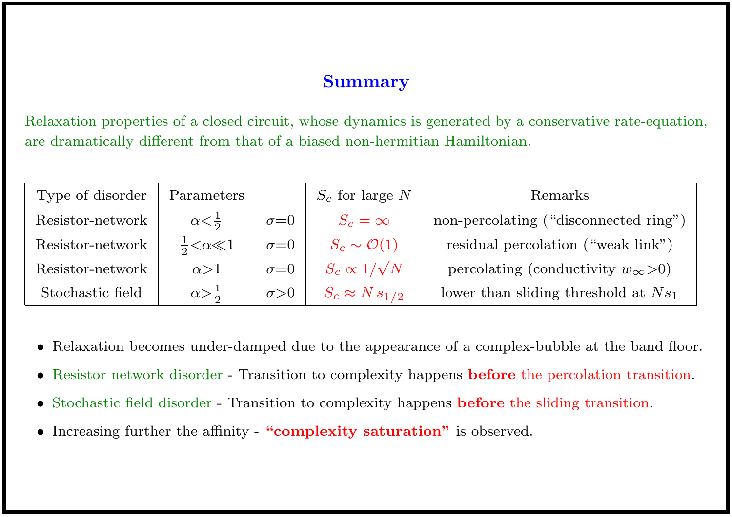# Summary

Relaxation properties of a closed circuit, whose dynamics is generated by a conservative rate-equation, are dramatically different from that of a biased non-hermitian Hamiltonian.

| Type of disorder | Parameters | | $S_c$ for large $N$ | Remarks |
|---|---|---|---|---|
| Resistor-network | $\alpha < \frac{1}{2}$ | $\sigma = 0$ | $S_c = \infty$ | non-percolating ("disconnected ring") |
| Resistor-network | $\frac{1}{2} < \alpha \ll 1$ | $\sigma = 0$ | $S_c \sim \mathcal{O}(1)$ | residual percolation ("weak link") |
| Resistor-network | $\alpha > 1$ | $\sigma = 0$ | $S_c \propto 1/\sqrt{N}$ | percolating (conductivity $w_\infty > 0$) |
| Stochastic field | $\alpha > \frac{1}{2}$ | $\sigma > 0$ | $S_c \approx N\, s_{1/2}$ | lower than sliding threshold at $N s_1$ |

- Relaxation becomes under-damped due to the appearance of a complex-bubble at the band floor.
- Resistor network disorder - Transition to complexity happens **before** the percolation transition.
- Stochastic field disorder - Transition to complexity happens **before** the sliding transition.
- Increasing further the affinity - **"complexity saturation"** is observed.